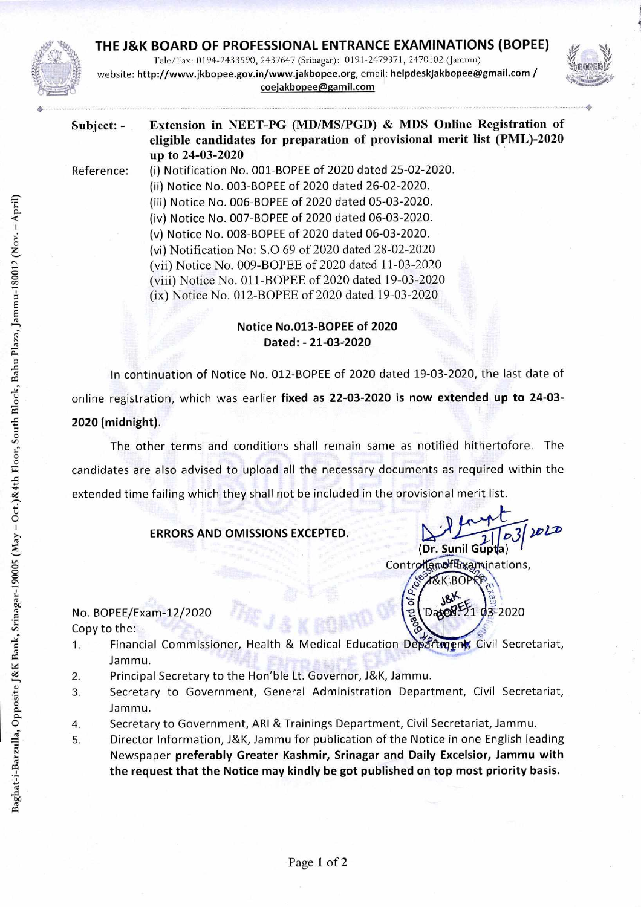# THE J&K BOARD OF PROFESSIONAL ENTRANCE EXAMINATIONS (BOPEE)

Tele/Fax: 0194-2433590, 2437647 (Srinagar): 0191-2479371, 2470102 (Jammu)
website: **http://www.jkbopee.gov.in/www.jakbopee.org**, email: **helpdeskjakbopee@gmail.com / coejakbopee@gamil.com**

Baghat-i-Barzulla, Opposite J&K Bank, Srinagar-190005 (May – Oct.)&4th Floor, South Block, Bahu Plaza, Jammu-180012 (Nov. – April)

**Subject: -** **Extension in NEET-PG (MD/MS/PGD) & MDS Online Registration of eligible candidates for preparation of provisional merit list (PML)-2020 up to 24-03-2020**

Reference:
(i) Notification No. 001-BOPEE of 2020 dated 25-02-2020.
(ii) Notice No. 003-BOPEE of 2020 dated 26-02-2020.
(iii) Notice No. 006-BOPEE of 2020 dated 05-03-2020.
(iv) Notice No. 007-BOPEE of 2020 dated 06-03-2020.
(v) Notice No. 008-BOPEE of 2020 dated 06-03-2020.
(vi) Notification No: S.O 69 of 2020 dated 28-02-2020
(vii) Notice No. 009-BOPEE of 2020 dated 11-03-2020
(viii) Notice No. 011-BOPEE of 2020 dated 19-03-2020
(ix) Notice No. 012-BOPEE of 2020 dated 19-03-2020

**Notice No.013-BOPEE of 2020**
**Dated: - 21-03-2020**

In continuation of Notice No. 012-BOPEE of 2020 dated 19-03-2020, the last date of online registration, which was earlier **fixed as 22-03-2020 is now extended up to 24-03-2020 (midnight)**.

The other terms and conditions shall remain same as notified hithertofore. The candidates are also advised to upload all the necessary documents as required within the extended time failing which they shall not be included in the provisional merit list.

**ERRORS AND OMISSIONS EXCEPTED.**

21/03/2020
(Dr. Sunil Gupta)
Controller of Examinations,
J&K BOPEE.

No. BOPEE/Exam-12/2020
Dated: 21-03-2020

Copy to the: -

1. Financial Commissioner, Health & Medical Education Department, Civil Secretariat, Jammu.
2. Principal Secretary to the Hon'ble Lt. Governor, J&K, Jammu.
3. Secretary to Government, General Administration Department, Civil Secretariat, Jammu.
4. Secretary to Government, ARI & Trainings Department, Civil Secretariat, Jammu.
5. Director Information, J&K, Jammu for publication of the Notice in one English leading Newspaper **preferably Greater Kashmir, Srinagar and Daily Excelsior, Jammu with the request that the Notice may kindly be got published on top most priority basis.**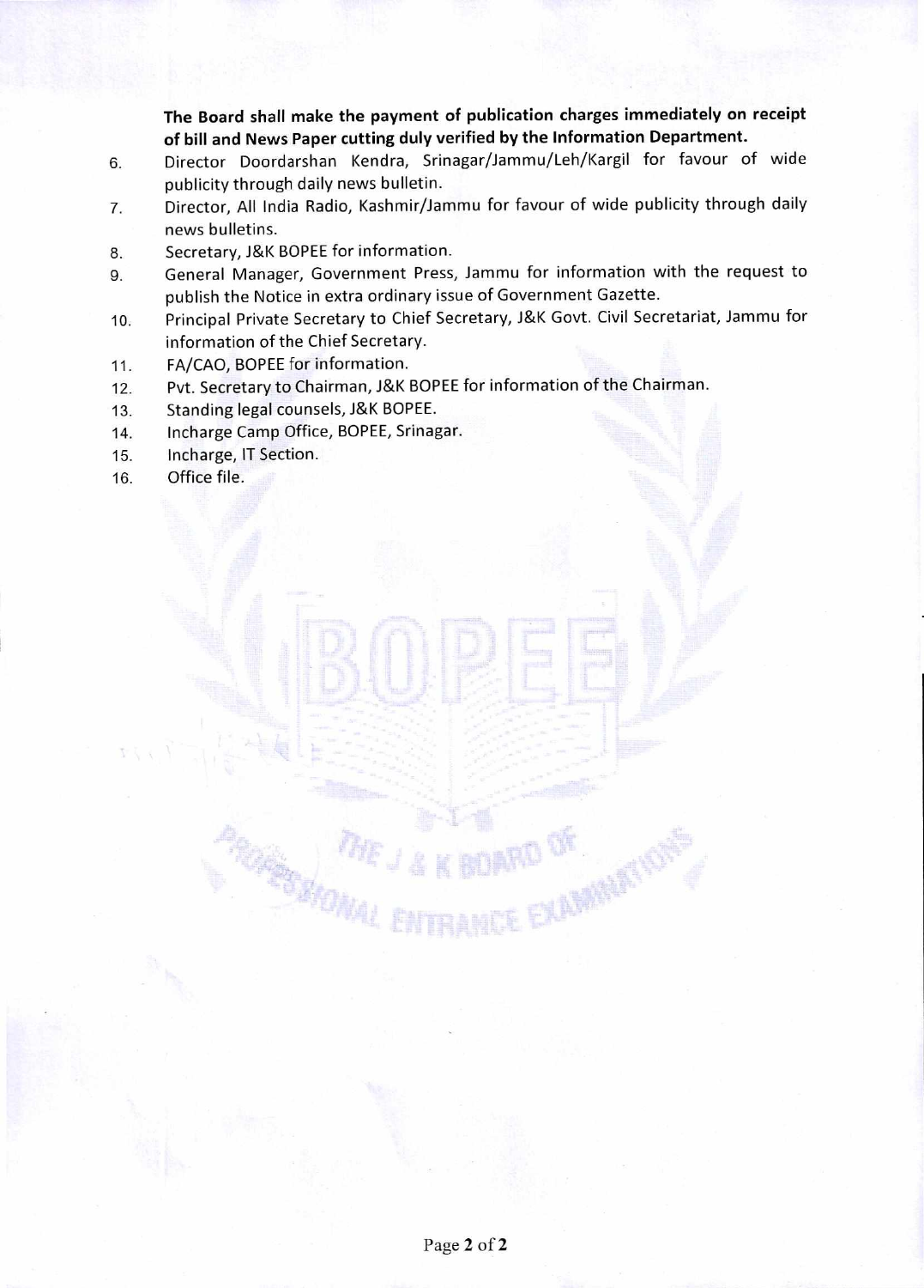**The Board shall make the payment of publication charges immediately on receipt of bill and News Paper cutting duly verified by the Information Department.**

6. Director Doordarshan Kendra, Srinagar/Jammu/Leh/Kargil for favour of wide publicity through daily news bulletin.
7. Director, All India Radio, Kashmir/Jammu for favour of wide publicity through daily news bulletins.
8. Secretary, J&K BOPEE for information.
9. General Manager, Government Press, Jammu for information with the request to publish the Notice in extra ordinary issue of Government Gazette.
10. Principal Private Secretary to Chief Secretary, J&K Govt. Civil Secretariat, Jammu for information of the Chief Secretary.
11. FA/CAO, BOPEE for information.
12. Pvt. Secretary to Chairman, J&K BOPEE for information of the Chairman.
13. Standing legal counsels, J&K BOPEE.
14. Incharge Camp Office, BOPEE, Srinagar.
15. Incharge, IT Section.
16. Office file.